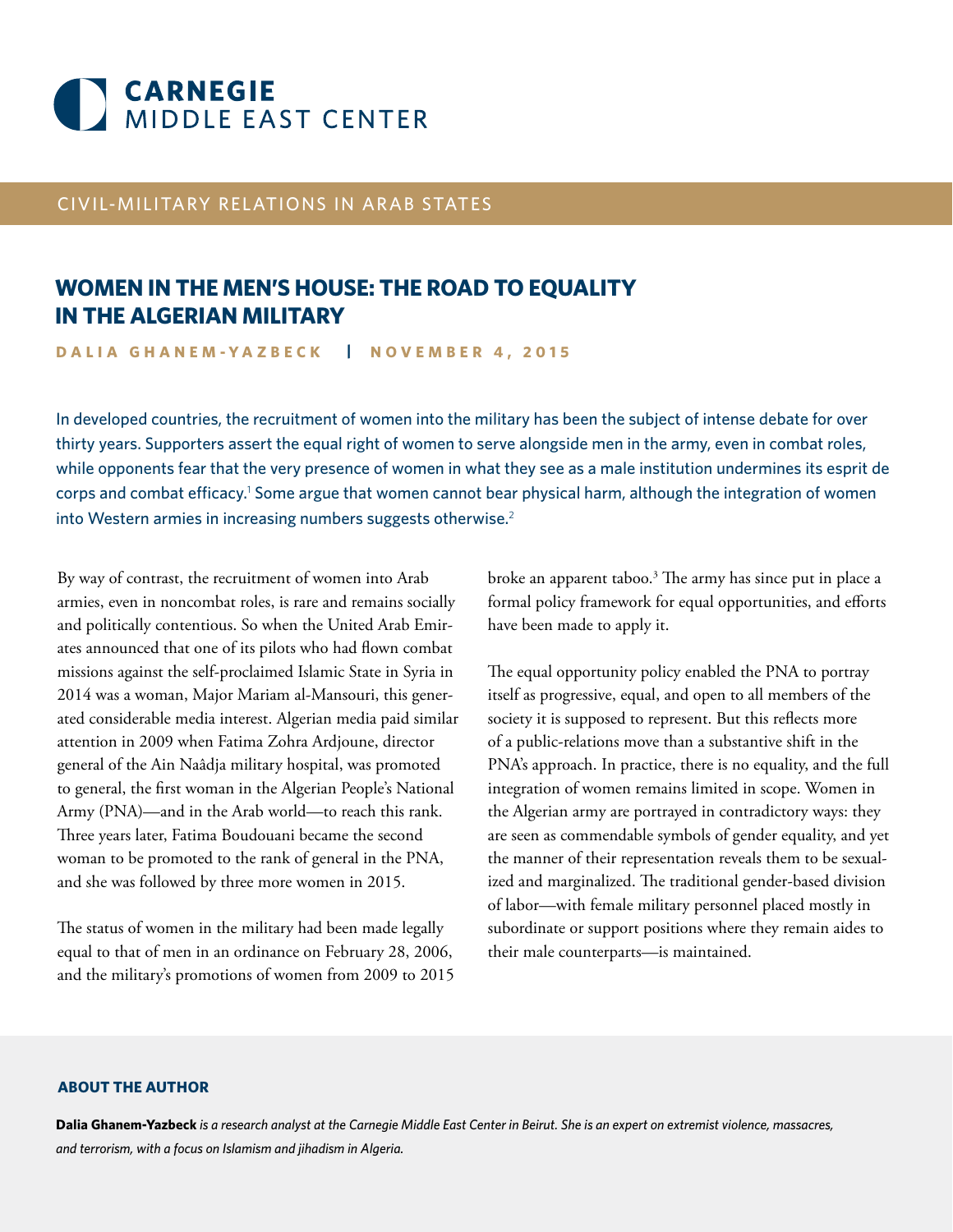CARNEGIE
MIDDLE EAST CENTER

CIVIL-MILITARY RELATIONS IN ARAB STATES

# WOMEN IN THE MEN'S HOUSE: THE ROAD TO EQUALITY IN THE ALGERIAN MILITARY

**DALIA GHANEM-YAZBECK | NOVEMBER 4, 2015**

In developed countries, the recruitment of women into the military has been the subject of intense debate for over thirty years. Supporters assert the equal right of women to serve alongside men in the army, even in combat roles, while opponents fear that the very presence of women in what they see as a male institution undermines its esprit de corps and combat efficacy.[1] Some argue that women cannot bear physical harm, although the integration of women into Western armies in increasing numbers suggests otherwise.[2]

By way of contrast, the recruitment of women into Arab armies, even in noncombat roles, is rare and remains socially and politically contentious. So when the United Arab Emirates announced that one of its pilots who had flown combat missions against the self-proclaimed Islamic State in Syria in 2014 was a woman, Major Mariam al-Mansouri, this generated considerable media interest. Algerian media paid similar attention in 2009 when Fatima Zohra Ardjoune, director general of the Ain Naâdja military hospital, was promoted to general, the first woman in the Algerian People's National Army (PNA)—and in the Arab world—to reach this rank. Three years later, Fatima Boudouani became the second woman to be promoted to the rank of general in the PNA, and she was followed by three more women in 2015.

The status of women in the military had been made legally equal to that of men in an ordinance on February 28, 2006, and the military's promotions of women from 2009 to 2015 broke an apparent taboo.[3] The army has since put in place a formal policy framework for equal opportunities, and efforts have been made to apply it.

The equal opportunity policy enabled the PNA to portray itself as progressive, equal, and open to all members of the society it is supposed to represent. But this reflects more of a public-relations move than a substantive shift in the PNA's approach. In practice, there is no equality, and the full integration of women remains limited in scope. Women in the Algerian army are portrayed in contradictory ways: they are seen as commendable symbols of gender equality, and yet the manner of their representation reveals them to be sexualized and marginalized. The traditional gender-based division of labor—with female military personnel placed mostly in subordinate or support positions where they remain aides to their male counterparts—is maintained.

### ABOUT THE AUTHOR

**Dalia Ghanem-Yazbeck** *is a research analyst at the Carnegie Middle East Center in Beirut. She is an expert on extremist violence, massacres, and terrorism, with a focus on Islamism and jihadism in Algeria.*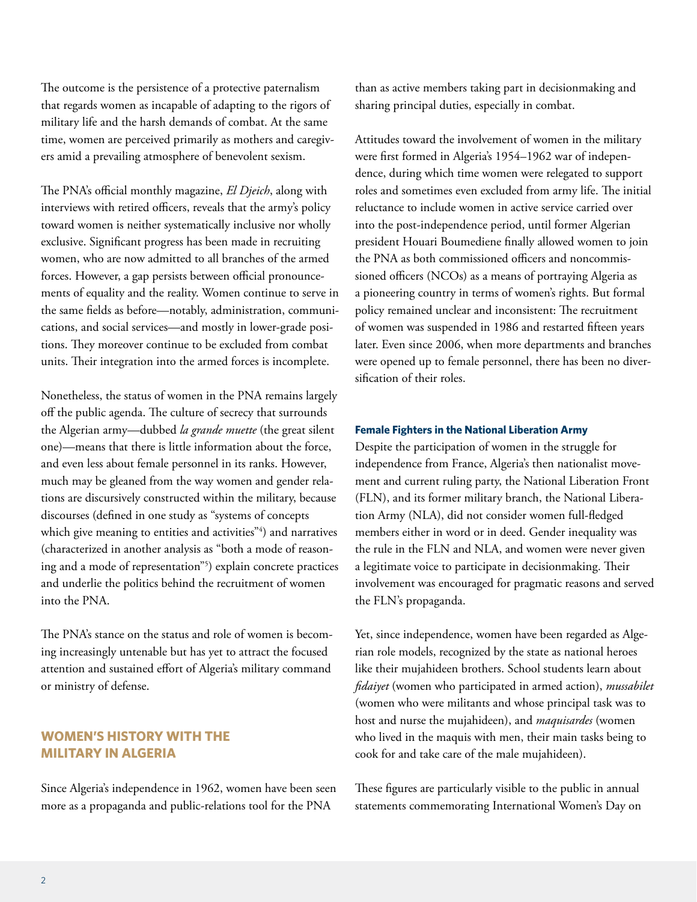The outcome is the persistence of a protective paternalism that regards women as incapable of adapting to the rigors of military life and the harsh demands of combat. At the same time, women are perceived primarily as mothers and caregivers amid a prevailing atmosphere of benevolent sexism.

The PNA's official monthly magazine, *El Djeich*, along with interviews with retired officers, reveals that the army's policy toward women is neither systematically inclusive nor wholly exclusive. Significant progress has been made in recruiting women, who are now admitted to all branches of the armed forces. However, a gap persists between official pronouncements of equality and the reality. Women continue to serve in the same fields as before—notably, administration, communications, and social services—and mostly in lower-grade positions. They moreover continue to be excluded from combat units. Their integration into the armed forces is incomplete.

Nonetheless, the status of women in the PNA remains largely off the public agenda. The culture of secrecy that surrounds the Algerian army—dubbed *la grande muette* (the great silent one)—means that there is little information about the force, and even less about female personnel in its ranks. However, much may be gleaned from the way women and gender relations are discursively constructed within the military, because discourses (defined in one study as "systems of concepts which give meaning to entities and activities"[4]) and narratives (characterized in another analysis as "both a mode of reasoning and a mode of representation"[5]) explain concrete practices and underlie the politics behind the recruitment of women into the PNA.

The PNA's stance on the status and role of women is becoming increasingly untenable but has yet to attract the focused attention and sustained effort of Algeria's military command or ministry of defense.

## WOMEN'S HISTORY WITH THE MILITARY IN ALGERIA

Since Algeria's independence in 1962, women have been seen more as a propaganda and public-relations tool for the PNA than as active members taking part in decisionmaking and sharing principal duties, especially in combat.

Attitudes toward the involvement of women in the military were first formed in Algeria's 1954–1962 war of independence, during which time women were relegated to support roles and sometimes even excluded from army life. The initial reluctance to include women in active service carried over into the post-independence period, until former Algerian president Houari Boumediene finally allowed women to join the PNA as both commissioned officers and noncommissioned officers (NCOs) as a means of portraying Algeria as a pioneering country in terms of women's rights. But formal policy remained unclear and inconsistent: The recruitment of women was suspended in 1986 and restarted fifteen years later. Even since 2006, when more departments and branches were opened up to female personnel, there has been no diversification of their roles.

### Female Fighters in the National Liberation Army

Despite the participation of women in the struggle for independence from France, Algeria's then nationalist movement and current ruling party, the National Liberation Front (FLN), and its former military branch, the National Liberation Army (NLA), did not consider women full-fledged members either in word or in deed. Gender inequality was the rule in the FLN and NLA, and women were never given a legitimate voice to participate in decisionmaking. Their involvement was encouraged for pragmatic reasons and served the FLN's propaganda.

Yet, since independence, women have been regarded as Algerian role models, recognized by the state as national heroes like their mujahideen brothers. School students learn about *fidaiyet* (women who participated in armed action), *mussabilet* (women who were militants and whose principal task was to host and nurse the mujahideen), and *maquisardes* (women who lived in the maquis with men, their main tasks being to cook for and take care of the male mujahideen).

These figures are particularly visible to the public in annual statements commemorating International Women's Day on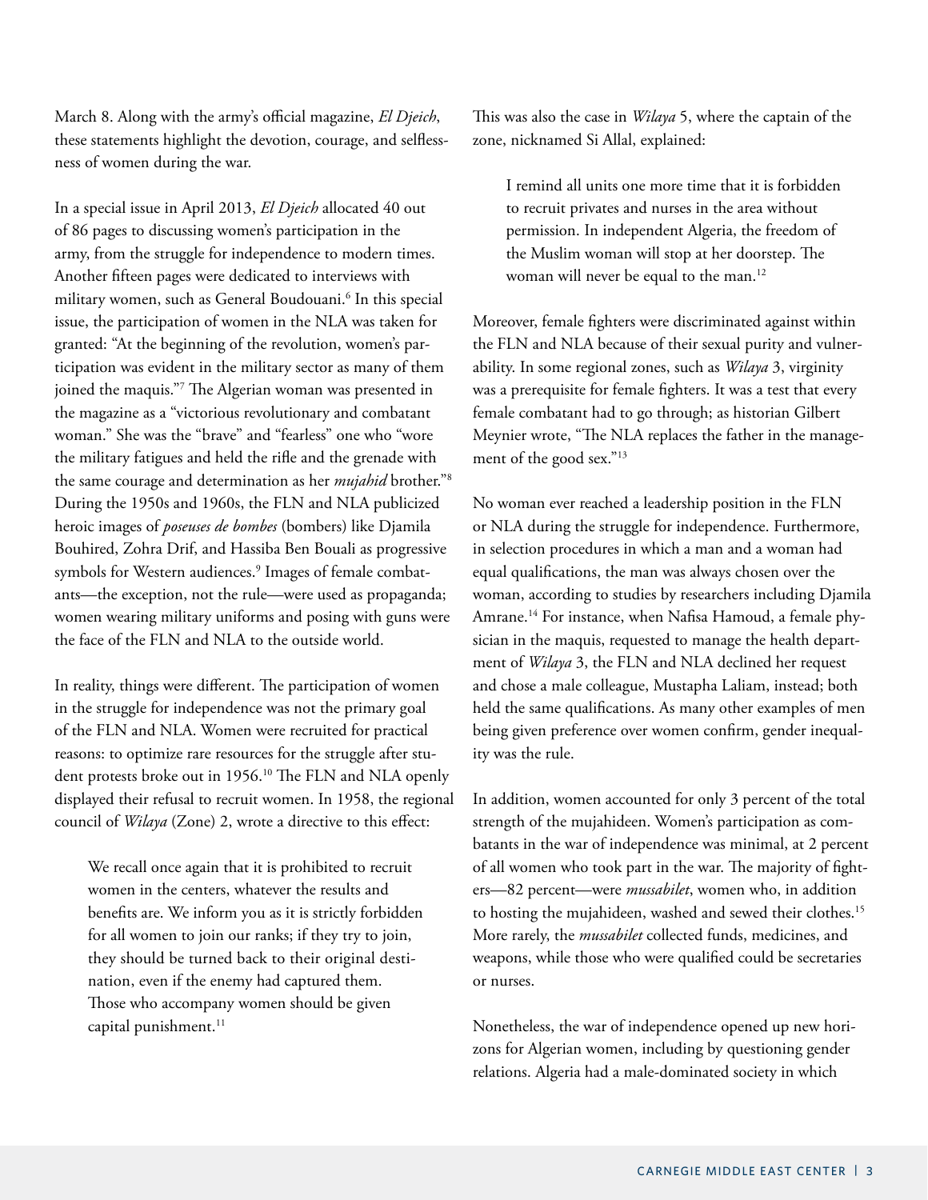March 8. Along with the army's official magazine, *El Djeich*, these statements highlight the devotion, courage, and selflessness of women during the war.

In a special issue in April 2013, *El Djeich* allocated 40 out of 86 pages to discussing women's participation in the army, from the struggle for independence to modern times. Another fifteen pages were dedicated to interviews with military women, such as General Boudouani.[6] In this special issue, the participation of women in the NLA was taken for granted: "At the beginning of the revolution, women's participation was evident in the military sector as many of them joined the maquis."[7] The Algerian woman was presented in the magazine as a "victorious revolutionary and combatant woman." She was the "brave" and "fearless" one who "wore the military fatigues and held the rifle and the grenade with the same courage and determination as her *mujahid* brother."[8] During the 1950s and 1960s, the FLN and NLA publicized heroic images of *poseuses de bombes* (bombers) like Djamila Bouhired, Zohra Drif, and Hassiba Ben Bouali as progressive symbols for Western audiences.[9] Images of female combatants—the exception, not the rule—were used as propaganda; women wearing military uniforms and posing with guns were the face of the FLN and NLA to the outside world.

In reality, things were different. The participation of women in the struggle for independence was not the primary goal of the FLN and NLA. Women were recruited for practical reasons: to optimize rare resources for the struggle after student protests broke out in 1956.[10] The FLN and NLA openly displayed their refusal to recruit women. In 1958, the regional council of *Wilaya* (Zone) 2, wrote a directive to this effect:

> We recall once again that it is prohibited to recruit women in the centers, whatever the results and benefits are. We inform you as it is strictly forbidden for all women to join our ranks; if they try to join, they should be turned back to their original destination, even if the enemy had captured them. Those who accompany women should be given capital punishment.[11]

This was also the case in *Wilaya* 5, where the captain of the zone, nicknamed Si Allal, explained:

> I remind all units one more time that it is forbidden to recruit privates and nurses in the area without permission. In independent Algeria, the freedom of the Muslim woman will stop at her doorstep. The woman will never be equal to the man.[12]

Moreover, female fighters were discriminated against within the FLN and NLA because of their sexual purity and vulnerability. In some regional zones, such as *Wilaya* 3, virginity was a prerequisite for female fighters. It was a test that every female combatant had to go through; as historian Gilbert Meynier wrote, "The NLA replaces the father in the management of the good sex."[13]

No woman ever reached a leadership position in the FLN or NLA during the struggle for independence. Furthermore, in selection procedures in which a man and a woman had equal qualifications, the man was always chosen over the woman, according to studies by researchers including Djamila Amrane.[14] For instance, when Nafisa Hamoud, a female physician in the maquis, requested to manage the health department of *Wilaya* 3, the FLN and NLA declined her request and chose a male colleague, Mustapha Laliam, instead; both held the same qualifications. As many other examples of men being given preference over women confirm, gender inequality was the rule.

In addition, women accounted for only 3 percent of the total strength of the mujahideen. Women's participation as combatants in the war of independence was minimal, at 2 percent of all women who took part in the war. The majority of fighters—82 percent—were *mussabilet*, women who, in addition to hosting the mujahideen, washed and sewed their clothes.[15] More rarely, the *mussabilet* collected funds, medicines, and weapons, while those who were qualified could be secretaries or nurses.

Nonetheless, the war of independence opened up new horizons for Algerian women, including by questioning gender relations. Algeria had a male-dominated society in which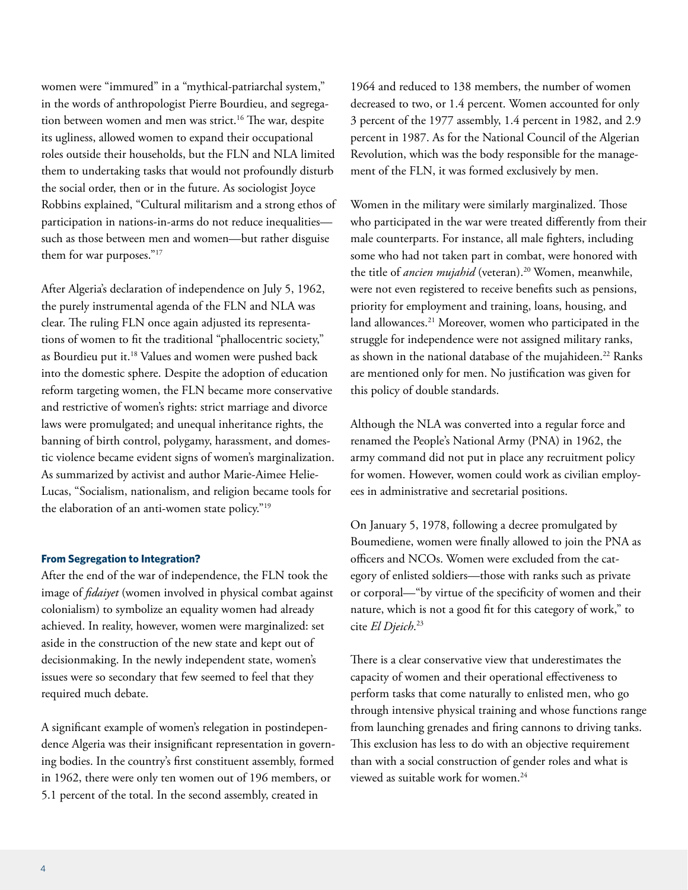women were "immured" in a "mythical-patriarchal system," in the words of anthropologist Pierre Bourdieu, and segregation between women and men was strict.[16] The war, despite its ugliness, allowed women to expand their occupational roles outside their households, but the FLN and NLA limited them to undertaking tasks that would not profoundly disturb the social order, then or in the future. As sociologist Joyce Robbins explained, "Cultural militarism and a strong ethos of participation in nations-in-arms do not reduce inequalities—such as those between men and women—but rather disguise them for war purposes."[17]

After Algeria's declaration of independence on July 5, 1962, the purely instrumental agenda of the FLN and NLA was clear. The ruling FLN once again adjusted its representations of women to fit the traditional "phallocentric society," as Bourdieu put it.[18] Values and women were pushed back into the domestic sphere. Despite the adoption of education reform targeting women, the FLN became more conservative and restrictive of women's rights: strict marriage and divorce laws were promulgated; and unequal inheritance rights, the banning of birth control, polygamy, harassment, and domestic violence became evident signs of women's marginalization. As summarized by activist and author Marie-Aimee Helie-Lucas, "Socialism, nationalism, and religion became tools for the elaboration of an anti-women state policy."[19]

### From Segregation to Integration?

After the end of the war of independence, the FLN took the image of *fidaiyet* (women involved in physical combat against colonialism) to symbolize an equality women had already achieved. In reality, however, women were marginalized: set aside in the construction of the new state and kept out of decisionmaking. In the newly independent state, women's issues were so secondary that few seemed to feel that they required much debate.

A significant example of women's relegation in postindependence Algeria was their insignificant representation in governing bodies. In the country's first constituent assembly, formed in 1962, there were only ten women out of 196 members, or 5.1 percent of the total. In the second assembly, created in 1964 and reduced to 138 members, the number of women decreased to two, or 1.4 percent. Women accounted for only 3 percent of the 1977 assembly, 1.4 percent in 1982, and 2.9 percent in 1987. As for the National Council of the Algerian Revolution, which was the body responsible for the management of the FLN, it was formed exclusively by men.

Women in the military were similarly marginalized. Those who participated in the war were treated differently from their male counterparts. For instance, all male fighters, including some who had not taken part in combat, were honored with the title of *ancien mujahid* (veteran).[20] Women, meanwhile, were not even registered to receive benefits such as pensions, priority for employment and training, loans, housing, and land allowances.[21] Moreover, women who participated in the struggle for independence were not assigned military ranks, as shown in the national database of the mujahideen.[22] Ranks are mentioned only for men. No justification was given for this policy of double standards.

Although the NLA was converted into a regular force and renamed the People's National Army (PNA) in 1962, the army command did not put in place any recruitment policy for women. However, women could work as civilian employees in administrative and secretarial positions.

On January 5, 1978, following a decree promulgated by Boumediene, women were finally allowed to join the PNA as officers and NCOs. Women were excluded from the category of enlisted soldiers—those with ranks such as private or corporal—"by virtue of the specificity of women and their nature, which is not a good fit for this category of work," to cite *El Djeich*.[23]

There is a clear conservative view that underestimates the capacity of women and their operational effectiveness to perform tasks that come naturally to enlisted men, who go through intensive physical training and whose functions range from launching grenades and firing cannons to driving tanks. This exclusion has less to do with an objective requirement than with a social construction of gender roles and what is viewed as suitable work for women.[24]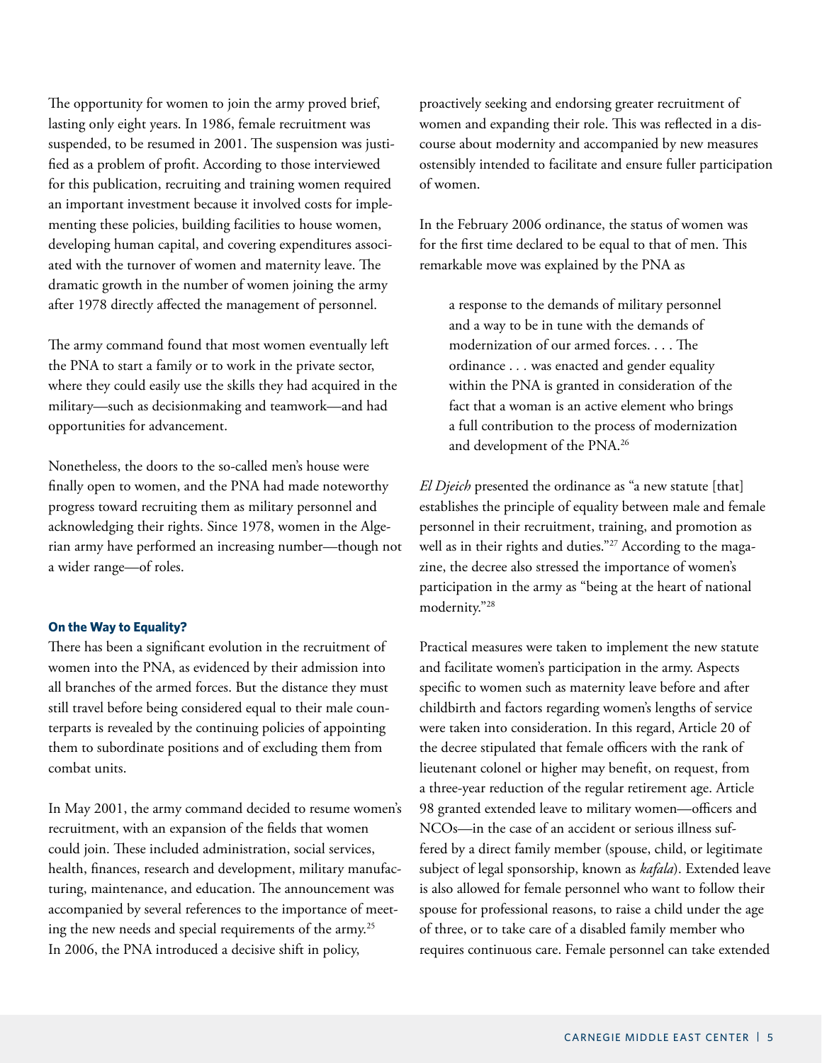The opportunity for women to join the army proved brief, lasting only eight years. In 1986, female recruitment was suspended, to be resumed in 2001. The suspension was justified as a problem of profit. According to those interviewed for this publication, recruiting and training women required an important investment because it involved costs for implementing these policies, building facilities to house women, developing human capital, and covering expenditures associated with the turnover of women and maternity leave. The dramatic growth in the number of women joining the army after 1978 directly affected the management of personnel.

The army command found that most women eventually left the PNA to start a family or to work in the private sector, where they could easily use the skills they had acquired in the military—such as decisionmaking and teamwork—and had opportunities for advancement.

Nonetheless, the doors to the so-called men's house were finally open to women, and the PNA had made noteworthy progress toward recruiting them as military personnel and acknowledging their rights. Since 1978, women in the Algerian army have performed an increasing number—though not a wider range—of roles.

#### On the Way to Equality?

There has been a significant evolution in the recruitment of women into the PNA, as evidenced by their admission into all branches of the armed forces. But the distance they must still travel before being considered equal to their male counterparts is revealed by the continuing policies of appointing them to subordinate positions and of excluding them from combat units.

In May 2001, the army command decided to resume women's recruitment, with an expansion of the fields that women could join. These included administration, social services, health, finances, research and development, military manufacturing, maintenance, and education. The announcement was accompanied by several references to the importance of meeting the new needs and special requirements of the army.[25] In 2006, the PNA introduced a decisive shift in policy, proactively seeking and endorsing greater recruitment of women and expanding their role. This was reflected in a discourse about modernity and accompanied by new measures ostensibly intended to facilitate and ensure fuller participation of women.

In the February 2006 ordinance, the status of women was for the first time declared to be equal to that of men. This remarkable move was explained by the PNA as

> a response to the demands of military personnel and a way to be in tune with the demands of modernization of our armed forces. . . . The ordinance . . . was enacted and gender equality within the PNA is granted in consideration of the fact that a woman is an active element who brings a full contribution to the process of modernization and development of the PNA.[26]

*El Djeich* presented the ordinance as "a new statute [that] establishes the principle of equality between male and female personnel in their recruitment, training, and promotion as well as in their rights and duties."[27] According to the magazine, the decree also stressed the importance of women's participation in the army as "being at the heart of national modernity."[28]

Practical measures were taken to implement the new statute and facilitate women's participation in the army. Aspects specific to women such as maternity leave before and after childbirth and factors regarding women's lengths of service were taken into consideration. In this regard, Article 20 of the decree stipulated that female officers with the rank of lieutenant colonel or higher may benefit, on request, from a three-year reduction of the regular retirement age. Article 98 granted extended leave to military women—officers and NCOs—in the case of an accident or serious illness suffered by a direct family member (spouse, child, or legitimate subject of legal sponsorship, known as *kafala*). Extended leave is also allowed for female personnel who want to follow their spouse for professional reasons, to raise a child under the age of three, or to take care of a disabled family member who requires continuous care. Female personnel can take extended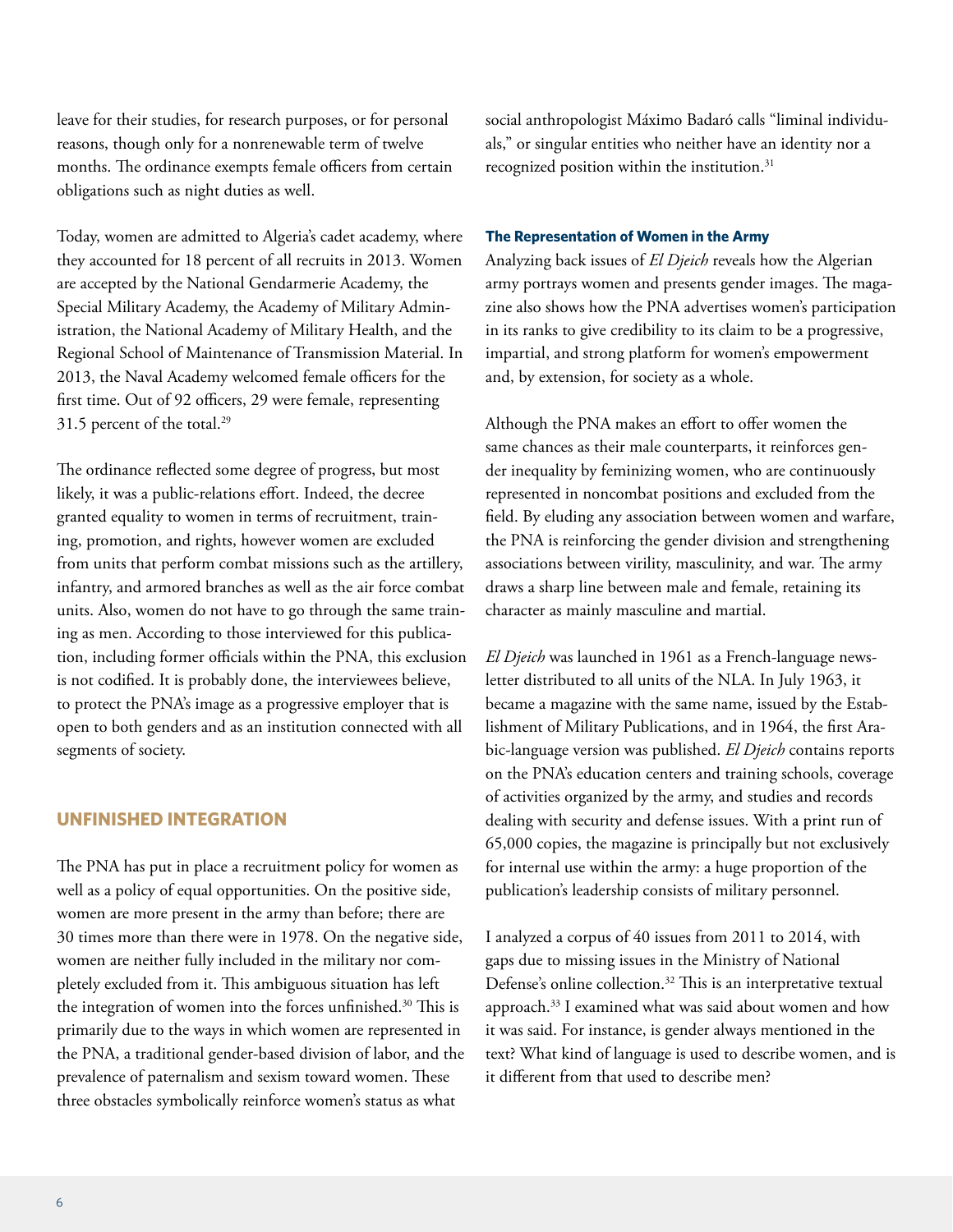leave for their studies, for research purposes, or for personal reasons, though only for a nonrenewable term of twelve months. The ordinance exempts female officers from certain obligations such as night duties as well.

Today, women are admitted to Algeria's cadet academy, where they accounted for 18 percent of all recruits in 2013. Women are accepted by the National Gendarmerie Academy, the Special Military Academy, the Academy of Military Administration, the National Academy of Military Health, and the Regional School of Maintenance of Transmission Material. In 2013, the Naval Academy welcomed female officers for the first time. Out of 92 officers, 29 were female, representing 31.5 percent of the total.[29]

The ordinance reflected some degree of progress, but most likely, it was a public-relations effort. Indeed, the decree granted equality to women in terms of recruitment, training, promotion, and rights, however women are excluded from units that perform combat missions such as the artillery, infantry, and armored branches as well as the air force combat units. Also, women do not have to go through the same training as men. According to those interviewed for this publication, including former officials within the PNA, this exclusion is not codified. It is probably done, the interviewees believe, to protect the PNA's image as a progressive employer that is open to both genders and as an institution connected with all segments of society.

## UNFINISHED INTEGRATION

The PNA has put in place a recruitment policy for women as well as a policy of equal opportunities. On the positive side, women are more present in the army than before; there are 30 times more than there were in 1978. On the negative side, women are neither fully included in the military nor completely excluded from it. This ambiguous situation has left the integration of women into the forces unfinished.[30] This is primarily due to the ways in which women are represented in the PNA, a traditional gender-based division of labor, and the prevalence of paternalism and sexism toward women. These three obstacles symbolically reinforce women's status as what social anthropologist Máximo Badaró calls "liminal individuals," or singular entities who neither have an identity nor a recognized position within the institution.[31]

### The Representation of Women in the Army

Analyzing back issues of *El Djeich* reveals how the Algerian army portrays women and presents gender images. The magazine also shows how the PNA advertises women's participation in its ranks to give credibility to its claim to be a progressive, impartial, and strong platform for women's empowerment and, by extension, for society as a whole.

Although the PNA makes an effort to offer women the same chances as their male counterparts, it reinforces gender inequality by feminizing women, who are continuously represented in noncombat positions and excluded from the field. By eluding any association between women and warfare, the PNA is reinforcing the gender division and strengthening associations between virility, masculinity, and war. The army draws a sharp line between male and female, retaining its character as mainly masculine and martial.

*El Djeich* was launched in 1961 as a French-language newsletter distributed to all units of the NLA. In July 1963, it became a magazine with the same name, issued by the Establishment of Military Publications, and in 1964, the first Arabic-language version was published. *El Djeich* contains reports on the PNA's education centers and training schools, coverage of activities organized by the army, and studies and records dealing with security and defense issues. With a print run of 65,000 copies, the magazine is principally but not exclusively for internal use within the army: a huge proportion of the publication's leadership consists of military personnel.

I analyzed a corpus of 40 issues from 2011 to 2014, with gaps due to missing issues in the Ministry of National Defense's online collection.[32] This is an interpretative textual approach.[33] I examined what was said about women and how it was said. For instance, is gender always mentioned in the text? What kind of language is used to describe women, and is it different from that used to describe men?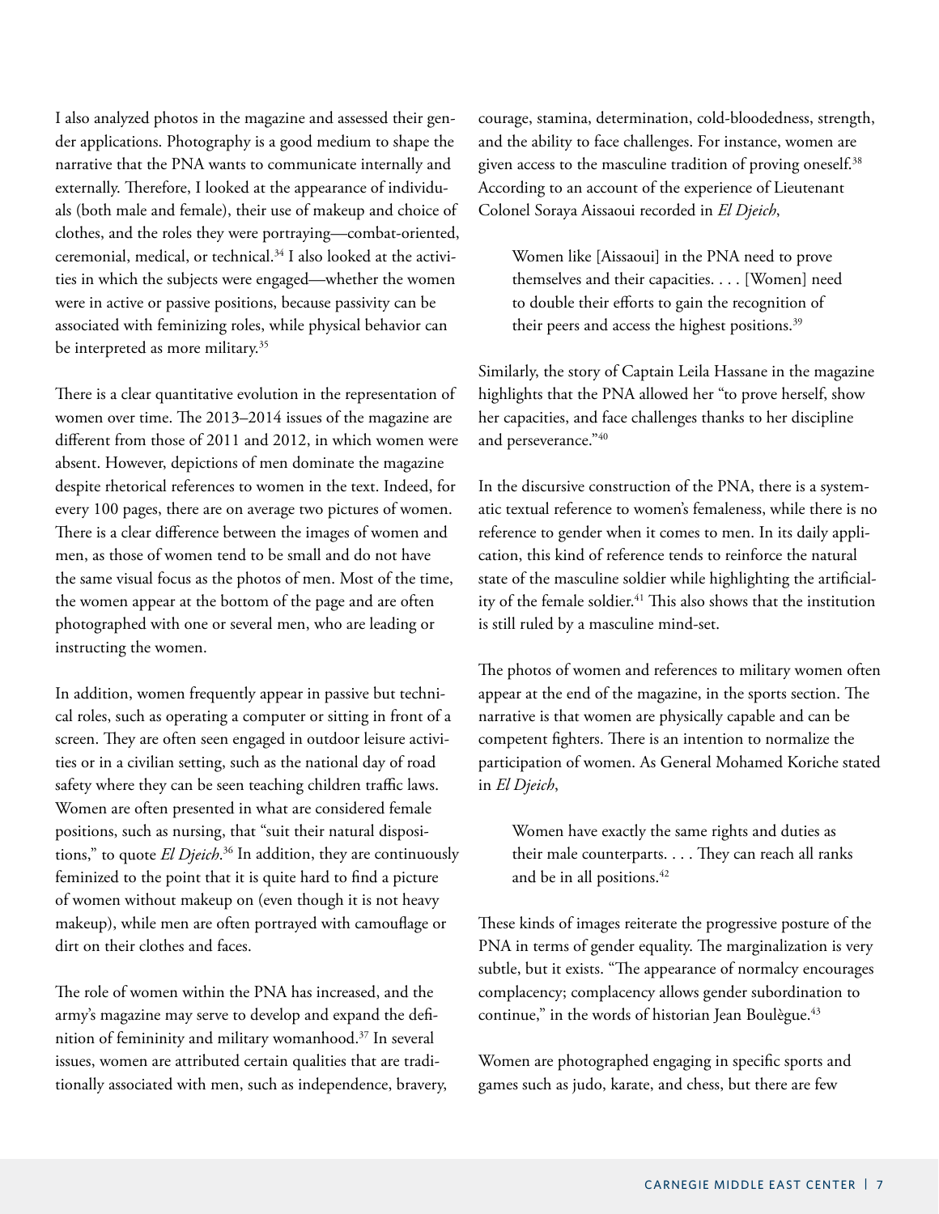I also analyzed photos in the magazine and assessed their gender applications. Photography is a good medium to shape the narrative that the PNA wants to communicate internally and externally. Therefore, I looked at the appearance of individuals (both male and female), their use of makeup and choice of clothes, and the roles they were portraying—combat-oriented, ceremonial, medical, or technical.[34] I also looked at the activities in which the subjects were engaged—whether the women were in active or passive positions, because passivity can be associated with feminizing roles, while physical behavior can be interpreted as more military.[35]

There is a clear quantitative evolution in the representation of women over time. The 2013–2014 issues of the magazine are different from those of 2011 and 2012, in which women were absent. However, depictions of men dominate the magazine despite rhetorical references to women in the text. Indeed, for every 100 pages, there are on average two pictures of women. There is a clear difference between the images of women and men, as those of women tend to be small and do not have the same visual focus as the photos of men. Most of the time, the women appear at the bottom of the page and are often photographed with one or several men, who are leading or instructing the women.

In addition, women frequently appear in passive but technical roles, such as operating a computer or sitting in front of a screen. They are often seen engaged in outdoor leisure activities or in a civilian setting, such as the national day of road safety where they can be seen teaching children traffic laws. Women are often presented in what are considered female positions, such as nursing, that "suit their natural dispositions," to quote *El Djeich*.[36] In addition, they are continuously feminized to the point that it is quite hard to find a picture of women without makeup on (even though it is not heavy makeup), while men are often portrayed with camouflage or dirt on their clothes and faces.

The role of women within the PNA has increased, and the army's magazine may serve to develop and expand the definition of femininity and military womanhood.[37] In several issues, women are attributed certain qualities that are traditionally associated with men, such as independence, bravery, courage, stamina, determination, cold-bloodedness, strength, and the ability to face challenges. For instance, women are given access to the masculine tradition of proving oneself.[38] According to an account of the experience of Lieutenant Colonel Soraya Aissaoui recorded in *El Djeich*,

> Women like [Aissaoui] in the PNA need to prove themselves and their capacities. . . . [Women] need to double their efforts to gain the recognition of their peers and access the highest positions.[39]

Similarly, the story of Captain Leila Hassane in the magazine highlights that the PNA allowed her "to prove herself, show her capacities, and face challenges thanks to her discipline and perseverance."[40]

In the discursive construction of the PNA, there is a systematic textual reference to women's femaleness, while there is no reference to gender when it comes to men. In its daily application, this kind of reference tends to reinforce the natural state of the masculine soldier while highlighting the artificiality of the female soldier.[41] This also shows that the institution is still ruled by a masculine mind-set.

The photos of women and references to military women often appear at the end of the magazine, in the sports section. The narrative is that women are physically capable and can be competent fighters. There is an intention to normalize the participation of women. As General Mohamed Koriche stated in *El Djeich*,

> Women have exactly the same rights and duties as their male counterparts. . . . They can reach all ranks and be in all positions.[42]

These kinds of images reiterate the progressive posture of the PNA in terms of gender equality. The marginalization is very subtle, but it exists. "The appearance of normalcy encourages complacency; complacency allows gender subordination to continue," in the words of historian Jean Boulègue.[43]

Women are photographed engaging in specific sports and games such as judo, karate, and chess, but there are few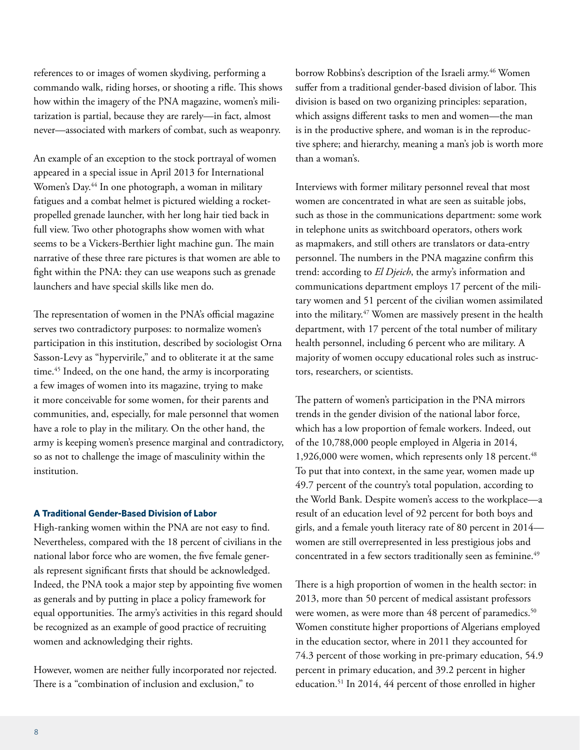references to or images of women skydiving, performing a commando walk, riding horses, or shooting a rifle. This shows how within the imagery of the PNA magazine, women's militarization is partial, because they are rarely—in fact, almost never—associated with markers of combat, such as weaponry.

An example of an exception to the stock portrayal of women appeared in a special issue in April 2013 for International Women's Day.[44] In one photograph, a woman in military fatigues and a combat helmet is pictured wielding a rocket-propelled grenade launcher, with her long hair tied back in full view. Two other photographs show women with what seems to be a Vickers-Berthier light machine gun. The main narrative of these three rare pictures is that women are able to fight within the PNA: they can use weapons such as grenade launchers and have special skills like men do.

The representation of women in the PNA's official magazine serves two contradictory purposes: to normalize women's participation in this institution, described by sociologist Orna Sasson-Levy as "hypervirile," and to obliterate it at the same time.[45] Indeed, on the one hand, the army is incorporating a few images of women into its magazine, trying to make it more conceivable for some women, for their parents and communities, and, especially, for male personnel that women have a role to play in the military. On the other hand, the army is keeping women's presence marginal and contradictory, so as not to challenge the image of masculinity within the institution.

### A Traditional Gender-Based Division of Labor

High-ranking women within the PNA are not easy to find. Nevertheless, compared with the 18 percent of civilians in the national labor force who are women, the five female generals represent significant firsts that should be acknowledged. Indeed, the PNA took a major step by appointing five women as generals and by putting in place a policy framework for equal opportunities. The army's activities in this regard should be recognized as an example of good practice of recruiting women and acknowledging their rights.

However, women are neither fully incorporated nor rejected. There is a "combination of inclusion and exclusion," to borrow Robbins's description of the Israeli army.[46] Women suffer from a traditional gender-based division of labor. This division is based on two organizing principles: separation, which assigns different tasks to men and women—the man is in the productive sphere, and woman is in the reproductive sphere; and hierarchy, meaning a man's job is worth more than a woman's.

Interviews with former military personnel reveal that most women are concentrated in what are seen as suitable jobs, such as those in the communications department: some work in telephone units as switchboard operators, others work as mapmakers, and still others are translators or data-entry personnel. The numbers in the PNA magazine confirm this trend: according to *El Djeich*, the army's information and communications department employs 17 percent of the military women and 51 percent of the civilian women assimilated into the military.[47] Women are massively present in the health department, with 17 percent of the total number of military health personnel, including 6 percent who are military. A majority of women occupy educational roles such as instructors, researchers, or scientists.

The pattern of women's participation in the PNA mirrors trends in the gender division of the national labor force, which has a low proportion of female workers. Indeed, out of the 10,788,000 people employed in Algeria in 2014, 1,926,000 were women, which represents only 18 percent.[48] To put that into context, in the same year, women made up 49.7 percent of the country's total population, according to the World Bank. Despite women's access to the workplace—a result of an education level of 92 percent for both boys and girls, and a female youth literacy rate of 80 percent in 2014—women are still overrepresented in less prestigious jobs and concentrated in a few sectors traditionally seen as feminine.[49]

There is a high proportion of women in the health sector: in 2013, more than 50 percent of medical assistant professors were women, as were more than 48 percent of paramedics.[50] Women constitute higher proportions of Algerians employed in the education sector, where in 2011 they accounted for 74.3 percent of those working in pre-primary education, 54.9 percent in primary education, and 39.2 percent in higher education.[51] In 2014, 44 percent of those enrolled in higher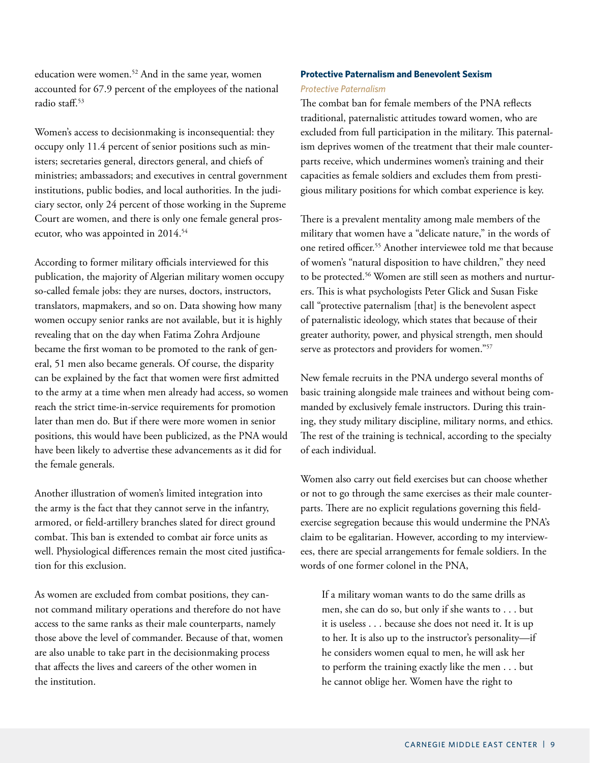education were women.[52] And in the same year, women accounted for 67.9 percent of the employees of the national radio staff.[53]

Women's access to decisionmaking is inconsequential: they occupy only 11.4 percent of senior positions such as ministers; secretaries general, directors general, and chiefs of ministries; ambassadors; and executives in central government institutions, public bodies, and local authorities. In the judiciary sector, only 24 percent of those working in the Supreme Court are women, and there is only one female general prosecutor, who was appointed in 2014.[54]

According to former military officials interviewed for this publication, the majority of Algerian military women occupy so-called female jobs: they are nurses, doctors, instructors, translators, mapmakers, and so on. Data showing how many women occupy senior ranks are not available, but it is highly revealing that on the day when Fatima Zohra Ardjoune became the first woman to be promoted to the rank of general, 51 men also became generals. Of course, the disparity can be explained by the fact that women were first admitted to the army at a time when men already had access, so women reach the strict time-in-service requirements for promotion later than men do. But if there were more women in senior positions, this would have been publicized, as the PNA would have been likely to advertise these advancements as it did for the female generals.

Another illustration of women's limited integration into the army is the fact that they cannot serve in the infantry, armored, or field-artillery branches slated for direct ground combat. This ban is extended to combat air force units as well. Physiological differences remain the most cited justification for this exclusion.

As women are excluded from combat positions, they cannot command military operations and therefore do not have access to the same ranks as their male counterparts, namely those above the level of commander. Because of that, women are also unable to take part in the decisionmaking process that affects the lives and careers of the other women in the institution.

### Protective Paternalism and Benevolent Sexism

#### *Protective Paternalism*

The combat ban for female members of the PNA reflects traditional, paternalistic attitudes toward women, who are excluded from full participation in the military. This paternalism deprives women of the treatment that their male counterparts receive, which undermines women's training and their capacities as female soldiers and excludes them from prestigious military positions for which combat experience is key.

There is a prevalent mentality among male members of the military that women have a "delicate nature," in the words of one retired officer.[55] Another interviewee told me that because of women's "natural disposition to have children," they need to be protected.[56] Women are still seen as mothers and nurturers. This is what psychologists Peter Glick and Susan Fiske call "protective paternalism [that] is the benevolent aspect of paternalistic ideology, which states that because of their greater authority, power, and physical strength, men should serve as protectors and providers for women."[57]

New female recruits in the PNA undergo several months of basic training alongside male trainees and without being commanded by exclusively female instructors. During this training, they study military discipline, military norms, and ethics. The rest of the training is technical, according to the specialty of each individual.

Women also carry out field exercises but can choose whether or not to go through the same exercises as their male counterparts. There are no explicit regulations governing this field-exercise segregation because this would undermine the PNA's claim to be egalitarian. However, according to my interviewees, there are special arrangements for female soldiers. In the words of one former colonel in the PNA,

> If a military woman wants to do the same drills as men, she can do so, but only if she wants to . . . but it is useless . . . because she does not need it. It is up to her. It is also up to the instructor's personality—if he considers women equal to men, he will ask her to perform the training exactly like the men . . . but he cannot oblige her. Women have the right to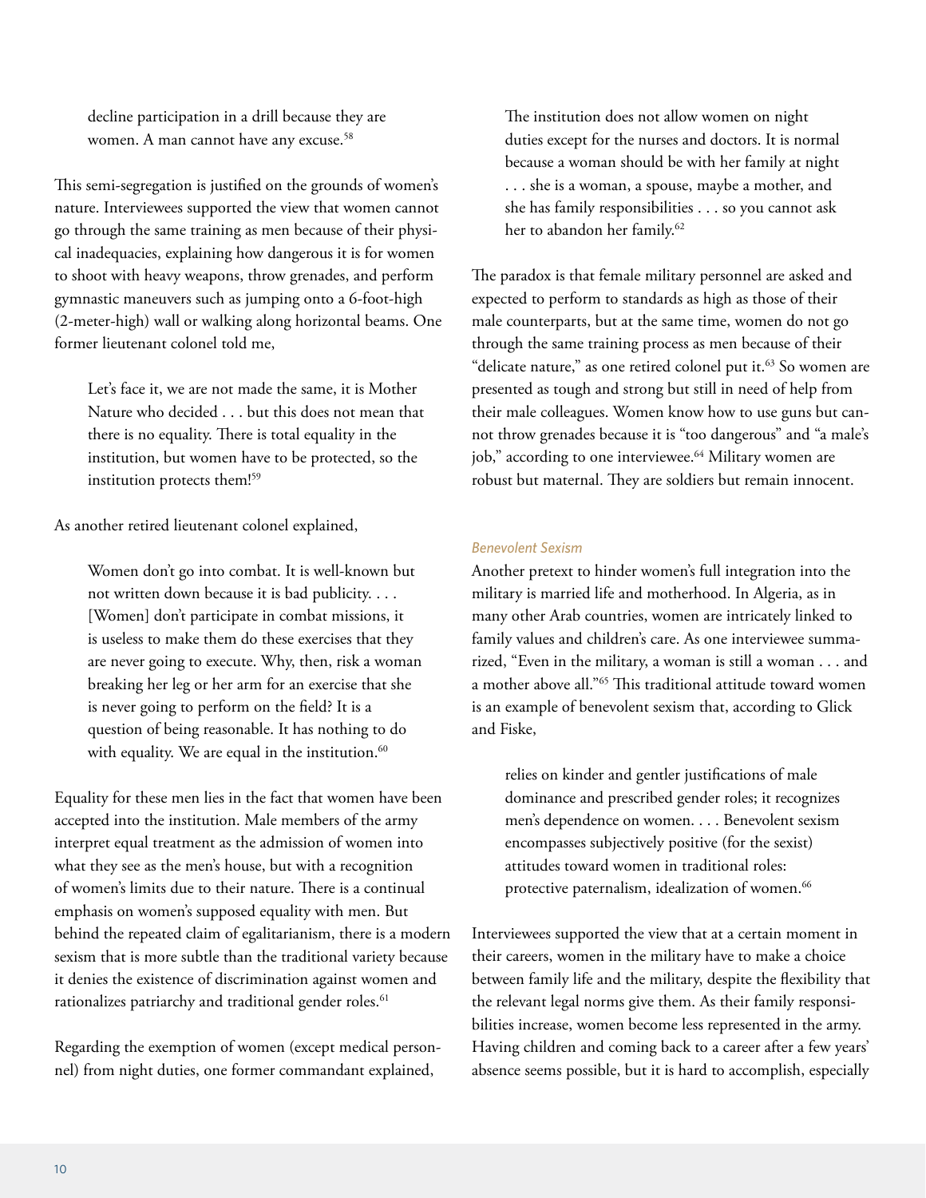decline participation in a drill because they are women. A man cannot have any excuse.[58]

This semi-segregation is justified on the grounds of women's nature. Interviewees supported the view that women cannot go through the same training as men because of their physical inadequacies, explaining how dangerous it is for women to shoot with heavy weapons, throw grenades, and perform gymnastic maneuvers such as jumping onto a 6-foot-high (2-meter-high) wall or walking along horizontal beams. One former lieutenant colonel told me,

> Let's face it, we are not made the same, it is Mother Nature who decided . . . but this does not mean that there is no equality. There is total equality in the institution, but women have to be protected, so the institution protects them![59]

As another retired lieutenant colonel explained,

> Women don't go into combat. It is well-known but not written down because it is bad publicity. . . . [Women] don't participate in combat missions, it is useless to make them do these exercises that they are never going to execute. Why, then, risk a woman breaking her leg or her arm for an exercise that she is never going to perform on the field? It is a question of being reasonable. It has nothing to do with equality. We are equal in the institution.[60]

Equality for these men lies in the fact that women have been accepted into the institution. Male members of the army interpret equal treatment as the admission of women into what they see as the men's house, but with a recognition of women's limits due to their nature. There is a continual emphasis on women's supposed equality with men. But behind the repeated claim of egalitarianism, there is a modern sexism that is more subtle than the traditional variety because it denies the existence of discrimination against women and rationalizes patriarchy and traditional gender roles.[61]

Regarding the exemption of women (except medical personnel) from night duties, one former commandant explained,

> The institution does not allow women on night duties except for the nurses and doctors. It is normal because a woman should be with her family at night . . . she is a woman, a spouse, maybe a mother, and she has family responsibilities . . . so you cannot ask her to abandon her family.[62]

The paradox is that female military personnel are asked and expected to perform to standards as high as those of their male counterparts, but at the same time, women do not go through the same training process as men because of their "delicate nature," as one retired colonel put it.[63] So women are presented as tough and strong but still in need of help from their male colleagues. Women know how to use guns but cannot throw grenades because it is "too dangerous" and "a male's job," according to one interviewee.[64] Military women are robust but maternal. They are soldiers but remain innocent.

### *Benevolent Sexism*

Another pretext to hinder women's full integration into the military is married life and motherhood. In Algeria, as in many other Arab countries, women are intricately linked to family values and children's care. As one interviewee summarized, "Even in the military, a woman is still a woman . . . and a mother above all."[65] This traditional attitude toward women is an example of benevolent sexism that, according to Glick and Fiske,

> relies on kinder and gentler justifications of male dominance and prescribed gender roles; it recognizes men's dependence on women. . . . Benevolent sexism encompasses subjectively positive (for the sexist) attitudes toward women in traditional roles: protective paternalism, idealization of women.[66]

Interviewees supported the view that at a certain moment in their careers, women in the military have to make a choice between family life and the military, despite the flexibility that the relevant legal norms give them. As their family responsibilities increase, women become less represented in the army. Having children and coming back to a career after a few years' absence seems possible, but it is hard to accomplish, especially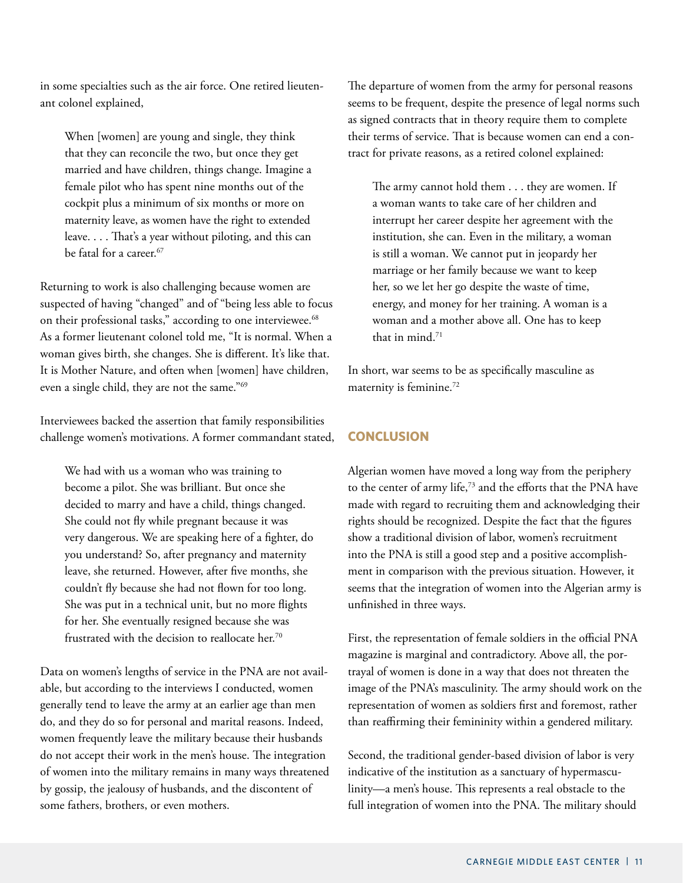in some specialties such as the air force. One retired lieutenant colonel explained,

> When [women] are young and single, they think that they can reconcile the two, but once they get married and have children, things change. Imagine a female pilot who has spent nine months out of the cockpit plus a minimum of six months or more on maternity leave, as women have the right to extended leave. . . . That's a year without piloting, and this can be fatal for a career.[67]

Returning to work is also challenging because women are suspected of having "changed" and of "being less able to focus on their professional tasks," according to one interviewee.[68] As a former lieutenant colonel told me, "It is normal. When a woman gives birth, she changes. She is different. It's like that. It is Mother Nature, and often when [women] have children, even a single child, they are not the same."[69]

Interviewees backed the assertion that family responsibilities challenge women's motivations. A former commandant stated,

> We had with us a woman who was training to become a pilot. She was brilliant. But once she decided to marry and have a child, things changed. She could not fly while pregnant because it was very dangerous. We are speaking here of a fighter, do you understand? So, after pregnancy and maternity leave, she returned. However, after five months, she couldn't fly because she had not flown for too long. She was put in a technical unit, but no more flights for her. She eventually resigned because she was frustrated with the decision to reallocate her.[70]

Data on women's lengths of service in the PNA are not available, but according to the interviews I conducted, women generally tend to leave the army at an earlier age than men do, and they do so for personal and marital reasons. Indeed, women frequently leave the military because their husbands do not accept their work in the men's house. The integration of women into the military remains in many ways threatened by gossip, the jealousy of husbands, and the discontent of some fathers, brothers, or even mothers.

The departure of women from the army for personal reasons seems to be frequent, despite the presence of legal norms such as signed contracts that in theory require them to complete their terms of service. That is because women can end a contract for private reasons, as a retired colonel explained:

> The army cannot hold them . . . they are women. If a woman wants to take care of her children and interrupt her career despite her agreement with the institution, she can. Even in the military, a woman is still a woman. We cannot put in jeopardy her marriage or her family because we want to keep her, so we let her go despite the waste of time, energy, and money for her training. A woman is a woman and a mother above all. One has to keep that in mind.[71]

In short, war seems to be as specifically masculine as maternity is feminine.[72]

## CONCLUSION

Algerian women have moved a long way from the periphery to the center of army life,[73] and the efforts that the PNA have made with regard to recruiting them and acknowledging their rights should be recognized. Despite the fact that the figures show a traditional division of labor, women's recruitment into the PNA is still a good step and a positive accomplishment in comparison with the previous situation. However, it seems that the integration of women into the Algerian army is unfinished in three ways.

First, the representation of female soldiers in the official PNA magazine is marginal and contradictory. Above all, the portrayal of women is done in a way that does not threaten the image of the PNA's masculinity. The army should work on the representation of women as soldiers first and foremost, rather than reaffirming their femininity within a gendered military.

Second, the traditional gender-based division of labor is very indicative of the institution as a sanctuary of hypermasculinity—a men's house. This represents a real obstacle to the full integration of women into the PNA. The military should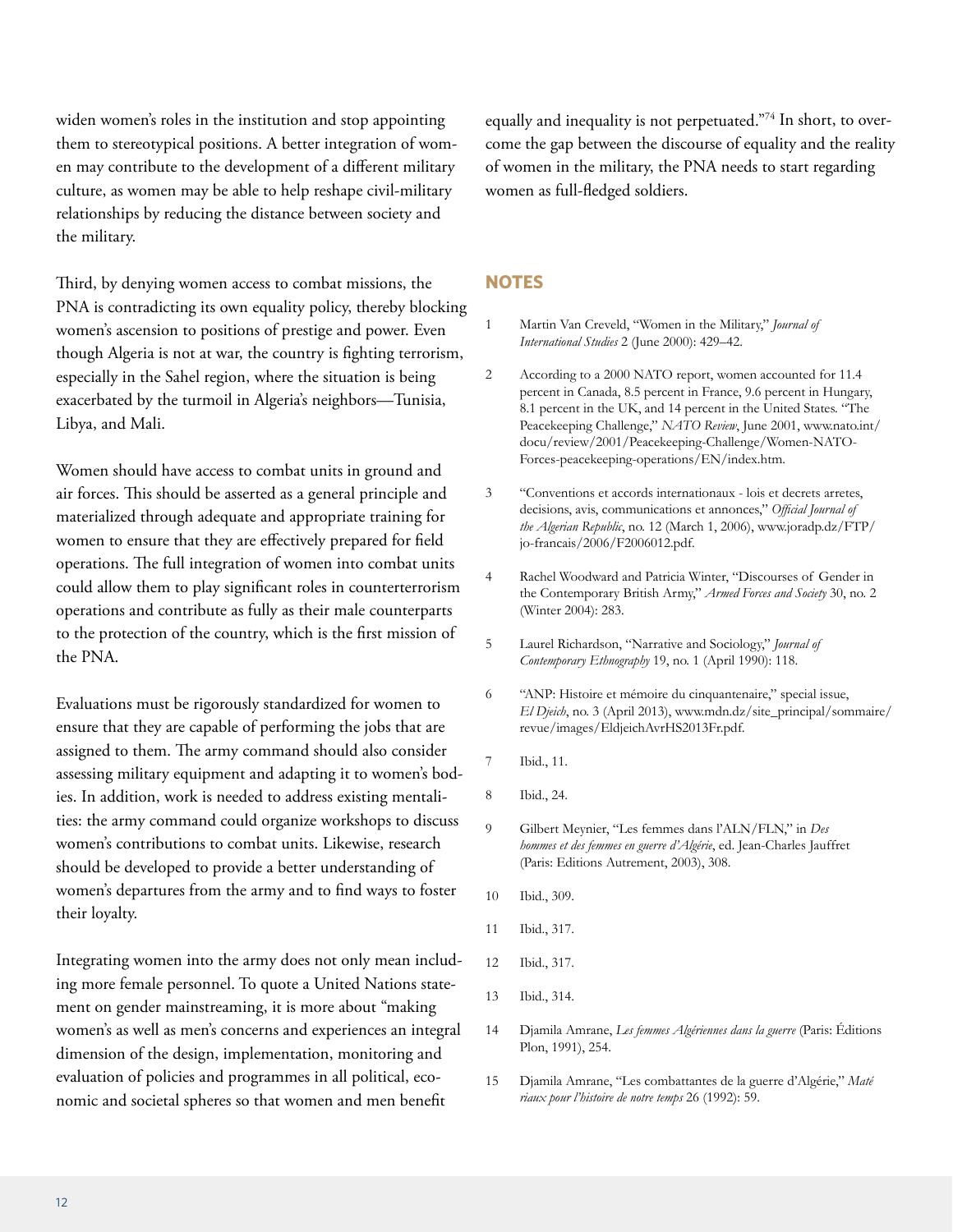widen women's roles in the institution and stop appointing them to stereotypical positions. A better integration of women may contribute to the development of a different military culture, as women may be able to help reshape civil-military relationships by reducing the distance between society and the military.

Third, by denying women access to combat missions, the PNA is contradicting its own equality policy, thereby blocking women's ascension to positions of prestige and power. Even though Algeria is not at war, the country is fighting terrorism, especially in the Sahel region, where the situation is being exacerbated by the turmoil in Algeria's neighbors—Tunisia, Libya, and Mali.

Women should have access to combat units in ground and air forces. This should be asserted as a general principle and materialized through adequate and appropriate training for women to ensure that they are effectively prepared for field operations. The full integration of women into combat units could allow them to play significant roles in counterterrorism operations and contribute as fully as their male counterparts to the protection of the country, which is the first mission of the PNA.

Evaluations must be rigorously standardized for women to ensure that they are capable of performing the jobs that are assigned to them. The army command should also consider assessing military equipment and adapting it to women's bodies. In addition, work is needed to address existing mentalities: the army command could organize workshops to discuss women's contributions to combat units. Likewise, research should be developed to provide a better understanding of women's departures from the army and to find ways to foster their loyalty.

Integrating women into the army does not only mean including more female personnel. To quote a United Nations statement on gender mainstreaming, it is more about "making women's as well as men's concerns and experiences an integral dimension of the design, implementation, monitoring and evaluation of policies and programmes in all political, economic and societal spheres so that women and men benefit equally and inequality is not perpetuated."[74] In short, to overcome the gap between the discourse of equality and the reality of women in the military, the PNA needs to start regarding women as full-fledged soldiers.

## NOTES

1. Martin Van Creveld, "Women in the Military," *Journal of International Studies* 2 (June 2000): 429–42.
2. According to a 2000 NATO report, women accounted for 11.4 percent in Canada, 8.5 percent in France, 9.6 percent in Hungary, 8.1 percent in the UK, and 14 percent in the United States. "The Peacekeeping Challenge," *NATO Review*, June 2001, www.nato.int/docu/review/2001/Peacekeeping-Challenge/Women-NATO-Forces-peacekeeping-operations/EN/index.htm.
3. "Conventions et accords internationaux - lois et decrets arretes, decisions, avis, communications et annonces," *Official Journal of the Algerian Republic*, no. 12 (March 1, 2006), www.joradp.dz/FTP/jo-francais/2006/F2006012.pdf.
4. Rachel Woodward and Patricia Winter, "Discourses of Gender in the Contemporary British Army," *Armed Forces and Society* 30, no. 2 (Winter 2004): 283.
5. Laurel Richardson, "Narrative and Sociology," *Journal of Contemporary Ethnography* 19, no. 1 (April 1990): 118.
6. "ANP: Histoire et mémoire du cinquantenaire," special issue, *El Djeich*, no. 3 (April 2013), www.mdn.dz/site_principal/sommaire/revue/images/EldjeichAvrHS2013Fr.pdf.
7. Ibid., 11.
8. Ibid., 24.
9. Gilbert Meynier, "Les femmes dans l'ALN/FLN," in *Des hommes et des femmes en guerre d'Algérie*, ed. Jean-Charles Jauffret (Paris: Editions Autrement, 2003), 308.
10. Ibid., 309.
11. Ibid., 317.
12. Ibid., 317.
13. Ibid., 314.
14. Djamila Amrane, *Les femmes Algériennes dans la guerre* (Paris: Éditions Plon, 1991), 254.
15. Djamila Amrane, "Les combattantes de la guerre d'Algérie," *Matériaux pour l'histoire de notre temps* 26 (1992): 59.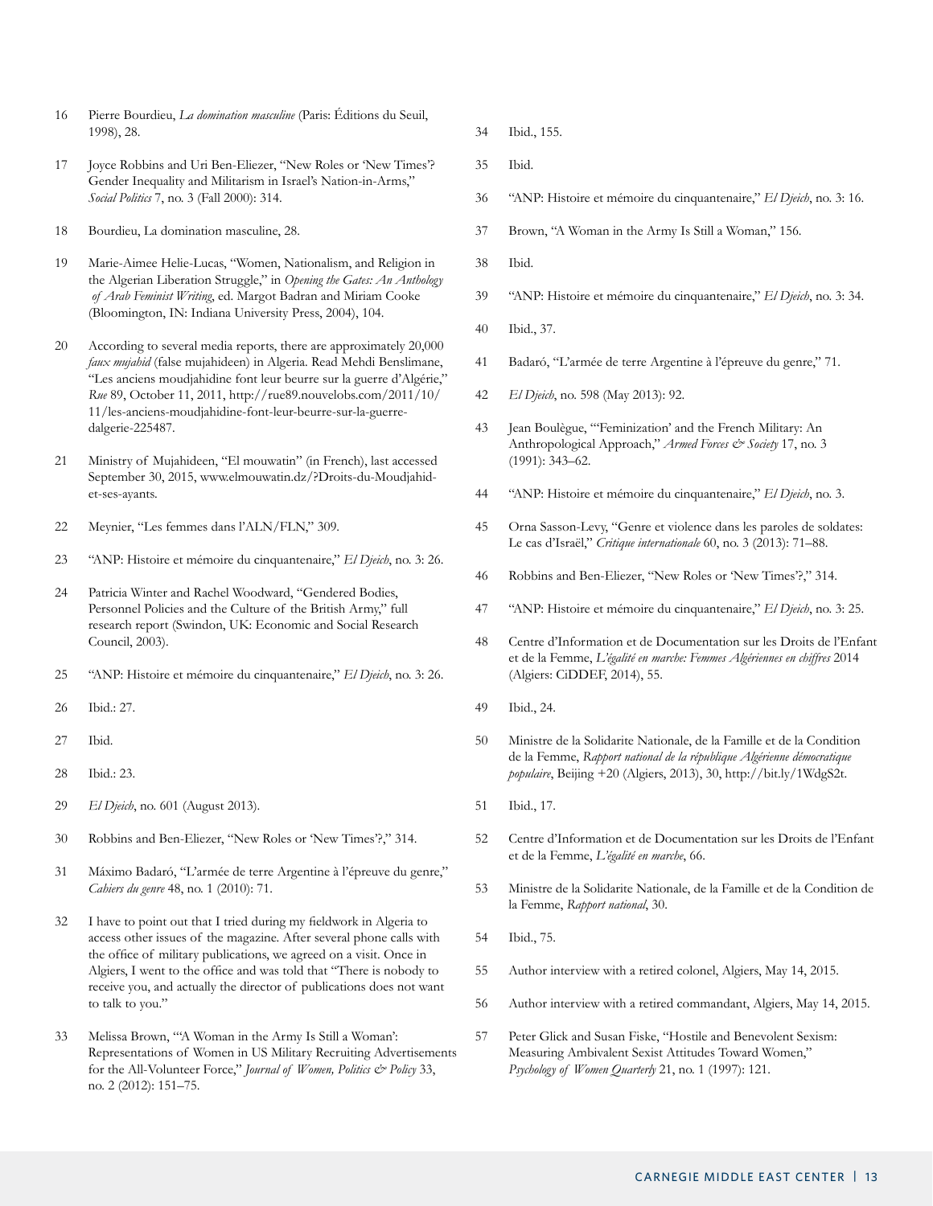16 Pierre Bourdieu, *La domination masculine* (Paris: Éditions du Seuil, 1998), 28.

17 Joyce Robbins and Uri Ben-Eliezer, "New Roles or 'New Times'? Gender Inequality and Militarism in Israel's Nation-in-Arms," *Social Politics* 7, no. 3 (Fall 2000): 314.

18 Bourdieu, La domination masculine, 28.

19 Marie-Aimee Helie-Lucas, "Women, Nationalism, and Religion in the Algerian Liberation Struggle," in *Opening the Gates: An Anthology of Arab Feminist Writing*, ed. Margot Badran and Miriam Cooke (Bloomington, IN: Indiana University Press, 2004), 104.

20 According to several media reports, there are approximately 20,000 *faux mujahid* (false mujahideen) in Algeria. Read Mehdi Benslimane, "Les anciens moudjahidine font leur beurre sur la guerre d'Algérie," *Rue* 89, October 11, 2011, http://rue89.nouvelobs.com/2011/10/11/les-anciens-moudjahidine-font-leur-beurre-sur-la-guerre-dalgerie-225487.

21 Ministry of Mujahideen, "El mouwatin" (in French), last accessed September 30, 2015, www.elmouwatin.dz/?Droits-du-Moudjahid-et-ses-ayants.

22 Meynier, "Les femmes dans l'ALN/FLN," 309.

23 "ANP: Histoire et mémoire du cinquantenaire," *El Djeich*, no. 3: 26.

24 Patricia Winter and Rachel Woodward, "Gendered Bodies, Personnel Policies and the Culture of the British Army," full research report (Swindon, UK: Economic and Social Research Council, 2003).

25 "ANP: Histoire et mémoire du cinquantenaire," *El Djeich*, no. 3: 26.

26 Ibid.: 27.

27 Ibid.

28 Ibid.: 23.

29 *El Djeich*, no. 601 (August 2013).

30 Robbins and Ben-Eliezer, "New Roles or 'New Times'?," 314.

31 Máximo Badaró, "L'armée de terre Argentine à l'épreuve du genre," *Cahiers du genre* 48, no. 1 (2010): 71.

32 I have to point out that I tried during my fieldwork in Algeria to access other issues of the magazine. After several phone calls with the office of military publications, we agreed on a visit. Once in Algiers, I went to the office and was told that "There is nobody to receive you, and actually the director of publications does not want to talk to you."

33 Melissa Brown, "'A Woman in the Army Is Still a Woman': Representations of Women in US Military Recruiting Advertisements for the All-Volunteer Force," *Journal of Women, Politics & Policy* 33, no. 2 (2012): 151–75.

34 Ibid., 155.

35 Ibid.

36 "ANP: Histoire et mémoire du cinquantenaire," *El Djeich*, no. 3: 16.

37 Brown, "A Woman in the Army Is Still a Woman," 156.

38 Ibid.

39 "ANP: Histoire et mémoire du cinquantenaire," *El Djeich*, no. 3: 34.

40 Ibid., 37.

41 Badaró, "L'armée de terre Argentine à l'épreuve du genre," 71.

42 *El Djeich*, no. 598 (May 2013): 92.

43 Jean Boulègue, "'Feminization' and the French Military: An Anthropological Approach," *Armed Forces & Society* 17, no. 3 (1991): 343–62.

44 "ANP: Histoire et mémoire du cinquantenaire," *El Djeich*, no. 3.

45 Orna Sasson-Levy, "Genre et violence dans les paroles de soldates: Le cas d'Israël," *Critique internationale* 60, no. 3 (2013): 71–88.

46 Robbins and Ben-Eliezer, "New Roles or 'New Times'?," 314.

47 "ANP: Histoire et mémoire du cinquantenaire," *El Djeich*, no. 3: 25.

48 Centre d'Information et de Documentation sur les Droits de l'Enfant et de la Femme, *L'égalité en marche: Femmes Algériennes en chiffres* 2014 (Algiers: CiDDEF, 2014), 55.

49 Ibid., 24.

50 Ministre de la Solidarite Nationale, de la Famille et de la Condition de la Femme, *Rapport national de la république Algérienne démocratique populaire*, Beijing +20 (Algiers, 2013), 30, http://bit.ly/1WdgS2t.

51 Ibid., 17.

52 Centre d'Information et de Documentation sur les Droits de l'Enfant et de la Femme, *L'égalité en marche*, 66.

53 Ministre de la Solidarite Nationale, de la Famille et de la Condition de la Femme, *Rapport national*, 30.

54 Ibid., 75.

55 Author interview with a retired colonel, Algiers, May 14, 2015.

56 Author interview with a retired commandant, Algiers, May 14, 2015.

57 Peter Glick and Susan Fiske, "Hostile and Benevolent Sexism: Measuring Ambivalent Sexist Attitudes Toward Women," *Psychology of Women Quarterly* 21, no. 1 (1997): 121.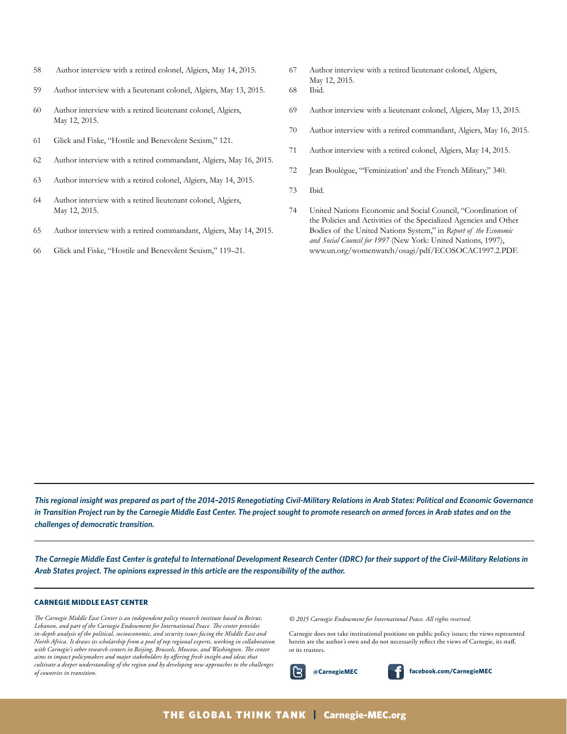58 Author interview with a retired colonel, Algiers, May 14, 2015.

59 Author interview with a lieutenant colonel, Algiers, May 13, 2015.

60 Author interview with a retired lieutenant colonel, Algiers, May 12, 2015.

61 Glick and Fiske, "Hostile and Benevolent Sexism," 121.

62 Author interview with a retired commandant, Algiers, May 16, 2015.

63 Author interview with a retired colonel, Algiers, May 14, 2015.

64 Author interview with a retired lieutenant colonel, Algiers, May 12, 2015.

65 Author interview with a retired commandant, Algiers, May 14, 2015.

66 Glick and Fiske, "Hostile and Benevolent Sexism," 119–21.

67 Author interview with a retired lieutenant colonel, Algiers, May 12, 2015.

68 Ibid.

69 Author interview with a lieutenant colonel, Algiers, May 13, 2015.

70 Author interview with a retired commandant, Algiers, May 16, 2015.

71 Author interview with a retired colonel, Algiers, May 14, 2015.

72 Jean Boulègue, "'Feminization' and the French Military," 340.

73 Ibid.

74 United Nations Economic and Social Council, "Coordination of the Policies and Activities of the Specialized Agencies and Other Bodies of the United Nations System," in *Report of the Economic and Social Council for 1997* (New York: United Nations, 1997), www.un.org/womenwatch/osagi/pdf/ECOSOCAC1997.2.PDF.

***This regional insight was prepared as part of the 2014–2015 Renegotiating Civil-Military Relations in Arab States: Political and Economic Governance in Transition Project run by the Carnegie Middle East Center. The project sought to promote research on armed forces in Arab states and on the challenges of democratic transition.***

***The Carnegie Middle East Center is grateful to International Development Research Center (IDRC) for their support of the Civil-Military Relations in Arab States project. The opinions expressed in this article are the responsibility of the author.***

**CARNEGIE MIDDLE EAST CENTER**

*The Carnegie Middle East Center is an independent policy research institute based in Beirut, Lebanon, and part of the Carnegie Endowment for International Peace. The center provides in-depth analysis of the political, socioeconomic, and security issues facing the Middle East and North Africa. It draws its scholarship from a pool of top regional experts, working in collaboration with Carnegie's other research centers in Beijing, Brussels, Moscow, and Washington. The center aims to impact policymakers and major stakeholders by offering fresh insight and ideas that cultivate a deeper understanding of the region and by developing new approaches to the challenges of countries in transition.*

*© 2015 Carnegie Endowment for International Peace. All rights reserved.*

Carnegie does not take institutional positions on public policy issues; the views represented herein are the author's own and do not necessarily reflect the views of Carnegie, its staff, or its trustees.

@CarnegieMEC

facebook.com/CarnegieMEC

**THE GLOBAL THINK TANK | Carnegie-MEC.org**